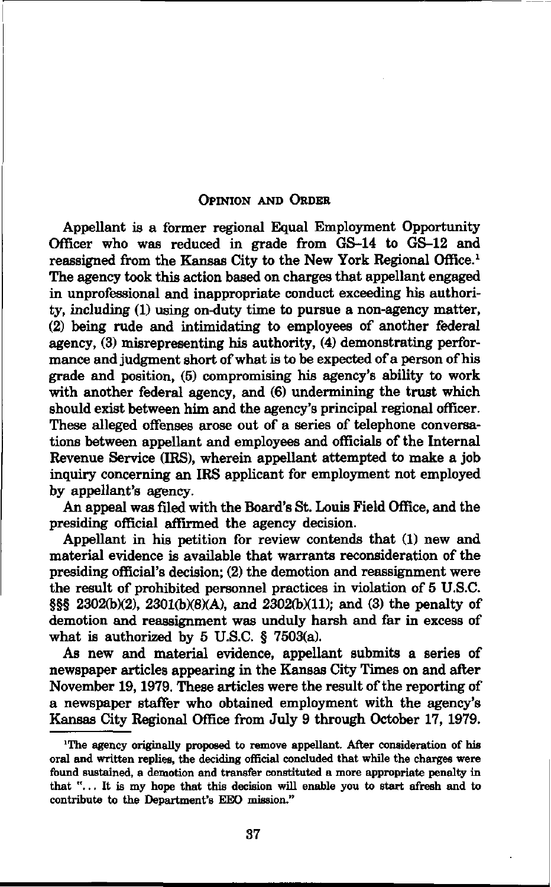## Opinion and Order

Appellant is a former regional Equal Employment Opportunity Officer who was reduced in grade from GS-14 to GS-12 and reassigned from the Kansas City to the New York Regional Office.[1] The agency took this action based on charges that appellant engaged in unprofessional and inappropriate conduct exceeding his authority, including (1) using on-duty time to pursue a non-agency matter, (2) being rude and intimidating to employees of another federal agency, (3) misrepresenting his authority, (4) demonstrating performance and judgment short of what is to be expected of a person of his grade and position, (5) compromising his agency's ability to work with another federal agency, and (6) undermining the trust which should exist between him and the agency's principal regional officer. These alleged offenses arose out of a series of telephone conversations between appellant and employees and officials of the Internal Revenue Service (IRS), wherein appellant attempted to make a job inquiry concerning an IRS applicant for employment not employed by appellant's agency.

An appeal was filed with the Board's St. Louis Field Office, and the presiding official affirmed the agency decision.

Appellant in his petition for review contends that (1) new and material evidence is available that warrants reconsideration of the presiding official's decision; (2) the demotion and reassignment were the result of prohibited personnel practices in violation of 5 U.S.C. §§§ 2302(b)(2), 2301(b)(8)(A), and 2302(b)(11); and (3) the penalty of demotion and reassignment was unduly harsh and far in excess of what is authorized by 5 U.S.C. § 7503(a).

As new and material evidence, appellant submits a series of newspaper articles appearing in the Kansas City Times on and after November 19, 1979. These articles were the result of the reporting of a newspaper staffer who obtained employment with the agency's Kansas City Regional Office from July 9 through October 17, 1979.

---

[1] The agency originally proposed to remove appellant. After consideration of his oral and written replies, the deciding official concluded that while the charges were found sustained, a demotion and transfer constituted a more appropriate penalty in that "... It is my hope that this decision will enable you to start afresh and to contribute to the Department's EEO mission."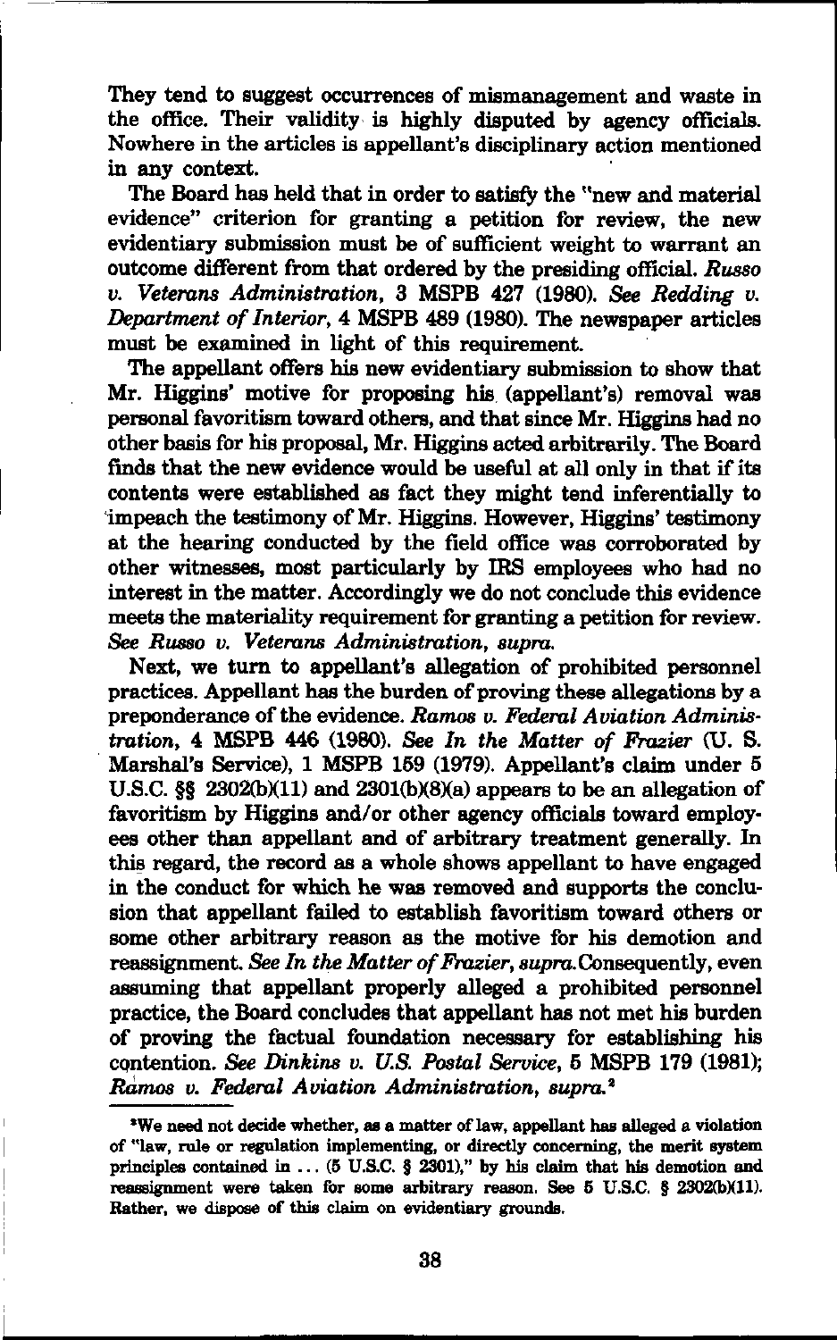They tend to suggest occurrences of mismanagement and waste in the office. Their validity is highly disputed by agency officials. Nowhere in the articles is appellant's disciplinary action mentioned in any context.

The Board has held that in order to satisfy the "new and material evidence" criterion for granting a petition for review, the new evidentiary submission must be of sufficient weight to warrant an outcome different from that ordered by the presiding official. *Russo v. Veterans Administration*, 3 MSPB 427 (1980). *See Redding v. Department of Interior*, 4 MSPB 489 (1980). The newspaper articles must be examined in light of this requirement.

The appellant offers his new evidentiary submission to show that Mr. Higgins' motive for proposing his (appellant's) removal was personal favoritism toward others, and that since Mr. Higgins had no other basis for his proposal, Mr. Higgins acted arbitrarily. The Board finds that the new evidence would be useful at all only in that if its contents were established as fact they might tend inferentially to impeach the testimony of Mr. Higgins. However, Higgins' testimony at the hearing conducted by the field office was corroborated by other witnesses, most particularly by IRS employees who had no interest in the matter. Accordingly we do not conclude this evidence meets the materiality requirement for granting a petition for review. *See Russo v. Veterans Administration, supra.*

Next, we turn to appellant's allegation of prohibited personnel practices. Appellant has the burden of proving these allegations by a preponderance of the evidence. *Ramos v. Federal Aviation Administration*, 4 MSPB 446 (1980). *See In the Matter of Frazier* (U. S. Marshal's Service), 1 MSPB 159 (1979). Appellant's claim under 5 U.S.C. §§ 2302(b)(11) and 2301(b)(8)(a) appears to be an allegation of favoritism by Higgins and/or other agency officials toward employees other than appellant and of arbitrary treatment generally. In this regard, the record as a whole shows appellant to have engaged in the conduct for which he was removed and supports the conclusion that appellant failed to establish favoritism toward others or some other arbitrary reason as the motive for his demotion and reassignment. *See In the Matter of Frazier, supra.* Consequently, even assuming that appellant properly alleged a prohibited personnel practice, the Board concludes that appellant has not met his burden of proving the factual foundation necessary for establishing his contention. *See Dinkins v. U.S. Postal Service*, 5 MSPB 179 (1981); *Ramos v. Federal Aviation Administration, supra.*[2]

[2]We need not decide whether, as a matter of law, appellant has alleged a violation of "law, rule or regulation implementing, or directly concerning, the merit system principles contained in ... (5 U.S.C. § 2301)," by his claim that his demotion and reassignment were taken for some arbitrary reason. See 5 U.S.C. § 2302(b)(11). Rather, we dispose of this claim on evidentiary grounds.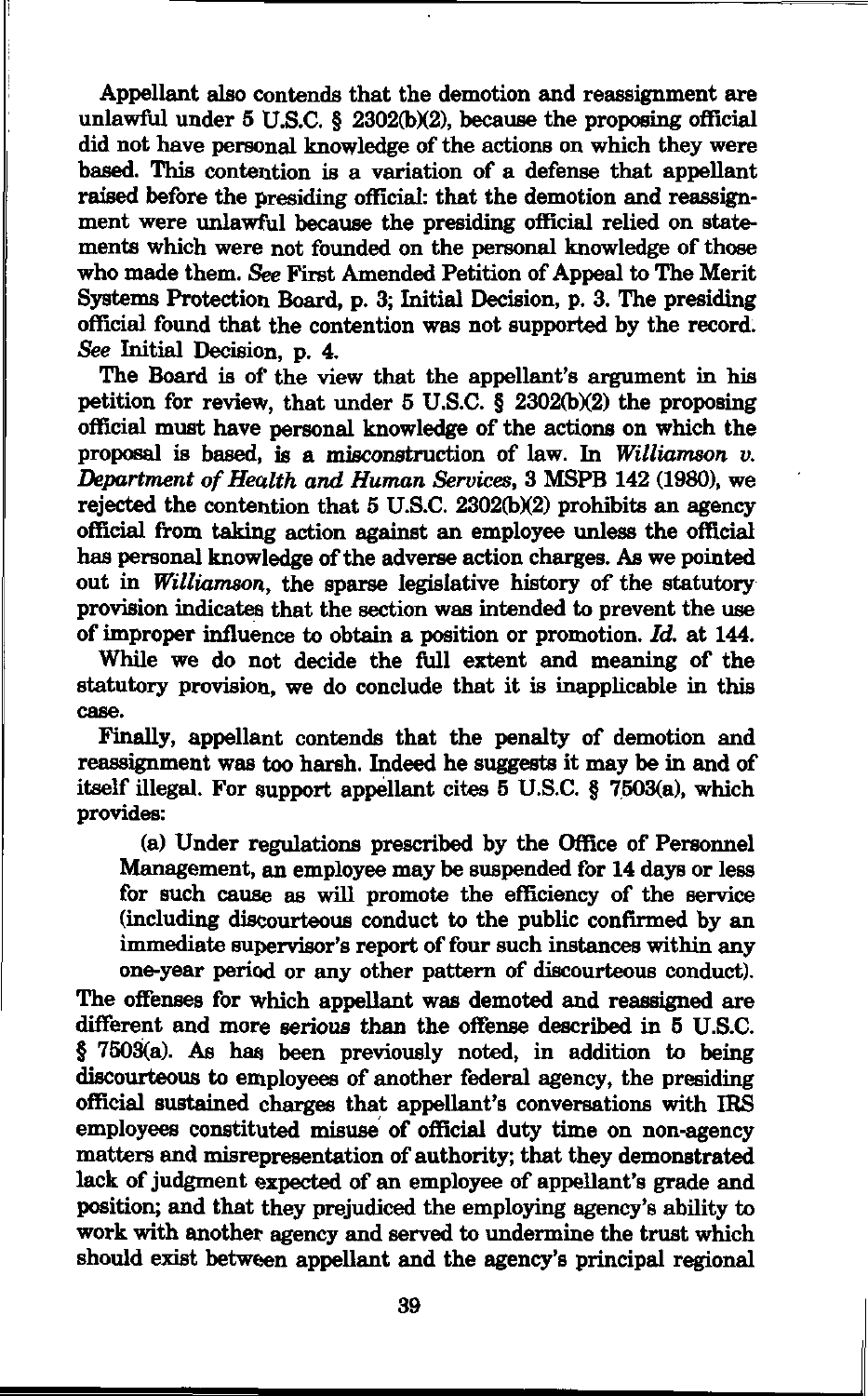Appellant also contends that the demotion and reassignment are unlawful under 5 U.S.C. § 2302(b)(2), because the proposing official did not have personal knowledge of the actions on which they were based. This contention is a variation of a defense that appellant raised before the presiding official: that the demotion and reassignment were unlawful because the presiding official relied on statements which were not founded on the personal knowledge of those who made them. *See* First Amended Petition of Appeal to The Merit Systems Protection Board, p. 3; Initial Decision, p. 3. The presiding official found that the contention was not supported by the record. *See* Initial Decision, p. 4.

The Board is of the view that the appellant's argument in his petition for review, that under 5 U.S.C. § 2302(b)(2) the proposing official must have personal knowledge of the actions on which the proposal is based, is a misconstruction of law. In *Williamson v. Department of Health and Human Services*, 3 MSPB 142 (1980), we rejected the contention that 5 U.S.C. 2302(b)(2) prohibits an agency official from taking action against an employee unless the official has personal knowledge of the adverse action charges. As we pointed out in *Williamson*, the sparse legislative history of the statutory provision indicates that the section was intended to prevent the use of improper influence to obtain a position or promotion. *Id.* at 144.

While we do not decide the full extent and meaning of the statutory provision, we do conclude that it is inapplicable in this case.

Finally, appellant contends that the penalty of demotion and reassignment was too harsh. Indeed he suggests it may be in and of itself illegal. For support appellant cites 5 U.S.C. § 7503(a), which provides:

> (a) Under regulations prescribed by the Office of Personnel Management, an employee may be suspended for 14 days or less for such cause as will promote the efficiency of the service (including discourteous conduct to the public confirmed by an immediate supervisor's report of four such instances within any one-year period or any other pattern of discourteous conduct).

The offenses for which appellant was demoted and reassigned are different and more serious than the offense described in 5 U.S.C. § 7503(a). As has been previously noted, in addition to being discourteous to employees of another federal agency, the presiding official sustained charges that appellant's conversations with IRS employees constituted misuse of official duty time on non-agency matters and misrepresentation of authority; that they demonstrated lack of judgment expected of an employee of appellant's grade and position; and that they prejudiced the employing agency's ability to work with another agency and served to undermine the trust which should exist between appellant and the agency's principal regional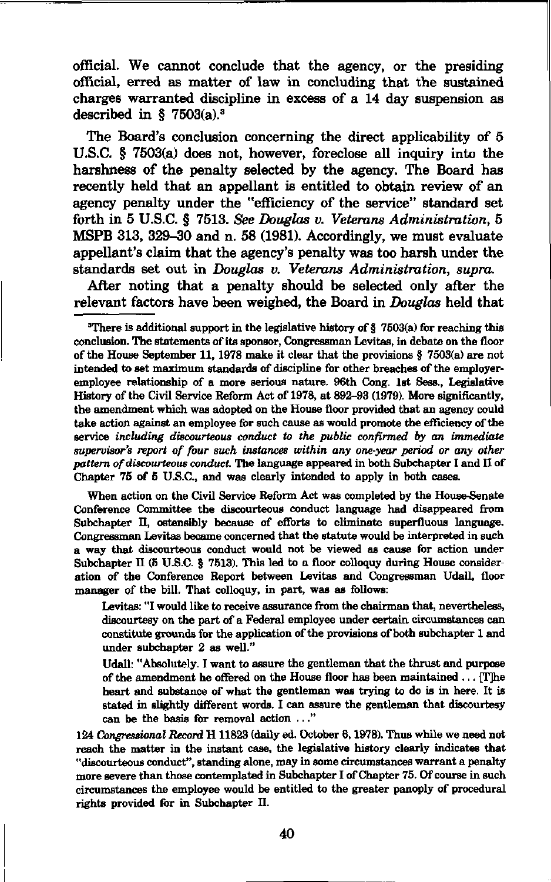official. We cannot conclude that the agency, or the presiding official, erred as matter of law in concluding that the sustained charges warranted discipline in excess of a 14 day suspension as described in § 7503(a).[3]

The Board's conclusion concerning the direct applicability of 5 U.S.C. § 7503(a) does not, however, foreclose all inquiry into the harshness of the penalty selected by the agency. The Board has recently held that an appellant is entitled to obtain review of an agency penalty under the "efficiency of the service" standard set forth in 5 U.S.C. § 7513. *See Douglas v. Veterans Administration*, 5 MSPB 313, 329–30 and n. 58 (1981). Accordingly, we must evaluate appellant's claim that the agency's penalty was too harsh under the standards set out in *Douglas v. Veterans Administration, supra.*

After noting that a penalty should be selected only after the relevant factors have been weighed, the Board in *Douglas* held that

---

[3]There is additional support in the legislative history of § 7503(a) for reaching this conclusion. The statements of its sponsor, Congressman Levitas, in debate on the floor of the House September 11, 1978 make it clear that the provisions § 7503(a) are not intended to set maximum standards of discipline for other breaches of the employer-employee relationship of a more serious nature. 96th Cong. 1st Sess., Legislative History of the Civil Service Reform Act of 1978, at 892–93 (1979). More significantly, the amendment which was adopted on the House floor provided that an agency could take action against an employee for such cause as would promote the efficiency of the service *including discourteous conduct to the public confirmed by an immediate supervisor's report of four such instances within any one-year period or any other pattern of discourteous conduct.* The language appeared in both Subchapter I and II of Chapter 75 of 5 U.S.C., and was clearly intended to apply in both cases.

When action on the Civil Service Reform Act was completed by the House-Senate Conference Committee the discourteous conduct language had disappeared from Subchapter II, ostensibly because of efforts to eliminate superfluous language. Congressman Levitas became concerned that the statute would be interpreted in such a way that discourteous conduct would not be viewed as cause for action under Subchapter II (5 U.S.C. § 7513). This led to a floor colloquy during House consideration of the Conference Report between Levitas and Congressman Udall, floor manager of the bill. That colloquy, in part, was as follows:

> Levitas: "I would like to receive assurance from the chairman that, nevertheless, discourtesy on the part of a Federal employee under certain circumstances can constitute grounds for the application of the provisions of both subchapter 1 and under subchapter 2 as well."
>
> Udall: "Absolutely. I want to assure the gentleman that the thrust and purpose of the amendment he offered on the House floor has been maintained ... [T]he heart and substance of what the gentleman was trying to do is in here. It is stated in slightly different words. I can assure the gentleman that discourtesy can be the basis for removal action ..."

124 *Congressional Record* H 11823 (daily ed. October 6, 1978). Thus while we need not reach the matter in the instant case, the legislative history clearly indicates that "discourteous conduct", standing alone, may in some circumstances warrant a penalty more severe than those contemplated in Subchapter I of Chapter 75. Of course in such circumstances the employee would be entitled to the greater panoply of procedural rights provided for in Subchapter II.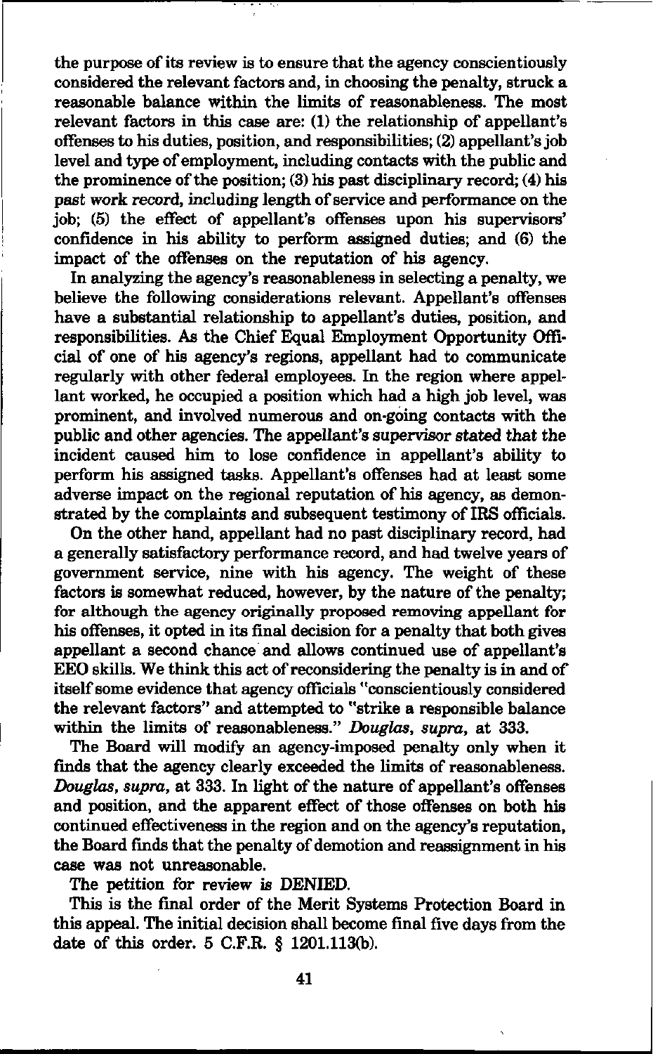the purpose of its review is to ensure that the agency conscientiously considered the relevant factors and, in choosing the penalty, struck a reasonable balance within the limits of reasonableness. The most relevant factors in this case are: (1) the relationship of appellant's offenses to his duties, position, and responsibilities; (2) appellant's job level and type of employment, including contacts with the public and the prominence of the position; (3) his past disciplinary record; (4) his past work record, including length of service and performance on the job; (5) the effect of appellant's offenses upon his supervisors' confidence in his ability to perform assigned duties; and (6) the impact of the offenses on the reputation of his agency.

In analyzing the agency's reasonableness in selecting a penalty, we believe the following considerations relevant. Appellant's offenses have a substantial relationship to appellant's duties, position, and responsibilities. As the Chief Equal Employment Opportunity Official of one of his agency's regions, appellant had to communicate regularly with other federal employees. In the region where appellant worked, he occupied a position which had a high job level, was prominent, and involved numerous and on-going contacts with the public and other agencies. The appellant's supervisor stated that the incident caused him to lose confidence in appellant's ability to perform his assigned tasks. Appellant's offenses had at least some adverse impact on the regional reputation of his agency, as demonstrated by the complaints and subsequent testimony of IRS officials.

On the other hand, appellant had no past disciplinary record, had a generally satisfactory performance record, and had twelve years of government service, nine with his agency. The weight of these factors is somewhat reduced, however, by the nature of the penalty; for although the agency originally proposed removing appellant for his offenses, it opted in its final decision for a penalty that both gives appellant a second chance and allows continued use of appellant's EEO skills. We think this act of reconsidering the penalty is in and of itself some evidence that agency officials "conscientiously considered the relevant factors" and attempted to "strike a responsible balance within the limits of reasonableness." *Douglas, supra*, at 333.

The Board will modify an agency-imposed penalty only when it finds that the agency clearly exceeded the limits of reasonableness. *Douglas, supra*, at 333. In light of the nature of appellant's offenses and position, and the apparent effect of those offenses on both his continued effectiveness in the region and on the agency's reputation, the Board finds that the penalty of demotion and reassignment in his case was not unreasonable.

The petition for review is DENIED.

This is the final order of the Merit Systems Protection Board in this appeal. The initial decision shall become final five days from the date of this order. 5 C.F.R. § 1201.113(b).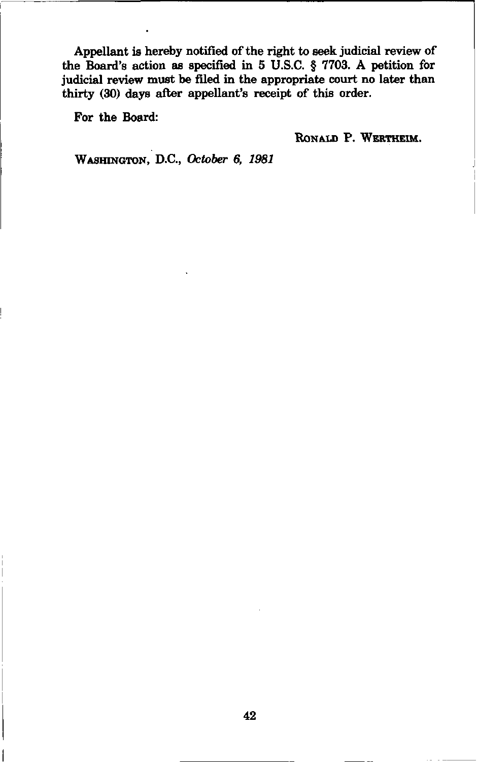Appellant is hereby notified of the right to seek judicial review of the Board's action as specified in 5 U.S.C. § 7703. A petition for judicial review must be filed in the appropriate court no later than thirty (30) days after appellant's receipt of this order.

For the Board:

RONALD P. WERTHEIM.

WASHINGTON, D.C., *October 6, 1981*